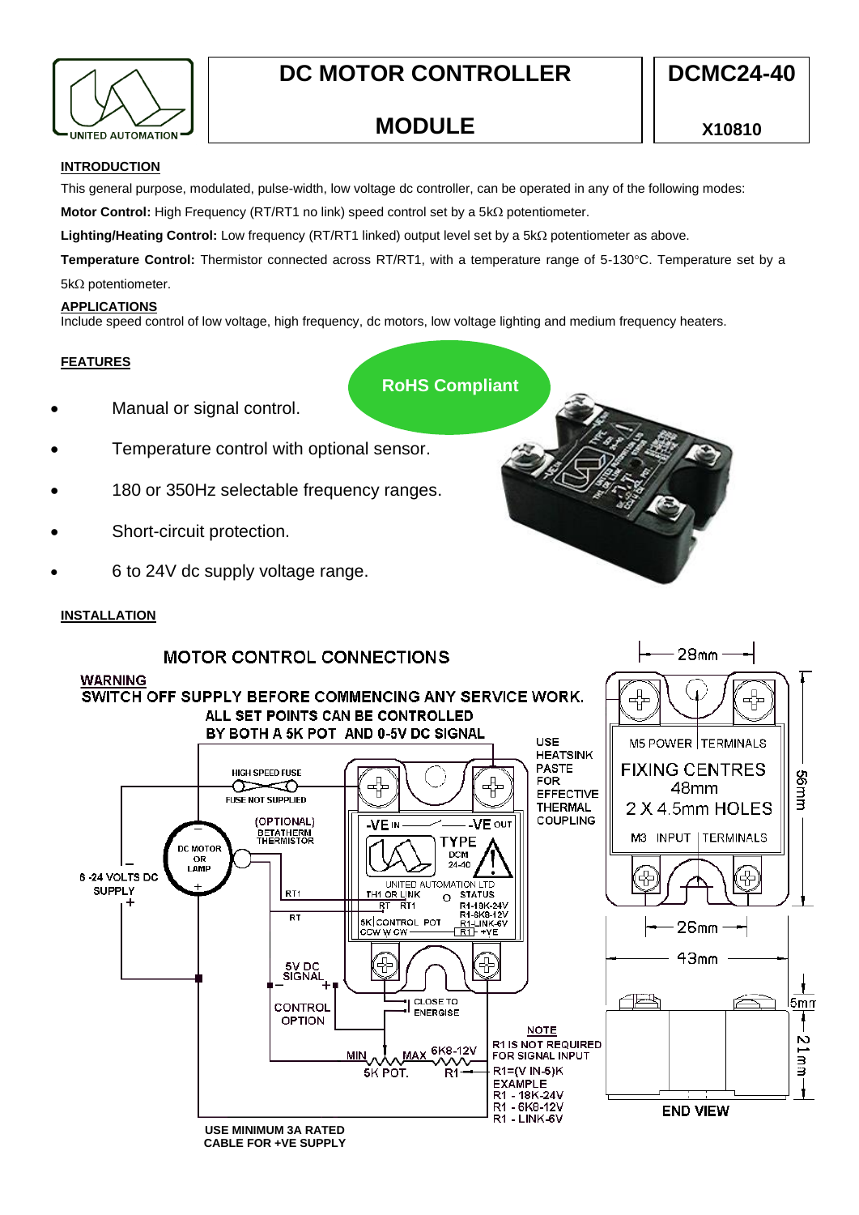# DC MOTOR CONTROLLER MODULE

**DCMC24-40**

**X10810**

## INTRODUCTION

This general purpose, modulated, pulse-width, low voltage dc controller, can be operated in any of the following modes:

**Motor Control:** High Frequency (RT/RT1 no link) speed control set by a 5kΩ potentiometer.

**Lighting/Heating Control:** Low frequency (RT/RT1 linked) output level set by a 5kΩ potentiometer as above.

**Temperature Control:** Thermistor connected across RT/RT1, with a temperature range of 5-130°C. Temperature set by a 5kΩ potentiometer.

## APPLICATIONS

Include speed control of low voltage, high frequency, dc motors, low voltage lighting and medium frequency heaters.

## FEATURES

**RoHS Compliant**

- Manual or signal control.
- Temperature control with optional sensor.
- 180 or 350Hz selectable frequency ranges.
- Short-circuit protection.
- 6 to 24V dc supply voltage range.

## INSTALLATION

MOTOR CONTROL CONNECTIONS

WARNING
SWITCH OFF SUPPLY BEFORE COMMENCING ANY SERVICE WORK.
ALL SET POINTS CAN BE CONTROLLED BY BOTH A 5K POT AND 0-5V DC SIGNAL

USE HEATSINK PASTE FOR EFFECTIVE THERMAL COUPLING

HIGH SPEED FUSE
FUSE NOT SUPPLIED

(OPTIONAL) BETATHERM THERMISTOR

DC MOTOR OR LAMP

6 -24 VOLTS DC SUPPLY

-VE IN — -VE OUT

TYPE DCM 24-40

UNITED AUTOMATION LTD
TH1 OR LINK RT RT1
STATUS
R1-18K-24V
R1-6K8-12V
R1-LINK-6V
5K CONTROL POT CCW W CW
R1 +VE

RT1
RT

5V DC SIGNAL

CONTROL OPTION

CLOSE TO ENERGISE

MIN MAX 5K POT.
6K8-12V R1

NOTE
R1 IS NOT REQUIRED FOR SIGNAL INPUT
R1=(V IN-5)K
EXAMPLE
R1 - 18K-24V
R1 - 6K8-12V
R1 - LINK-6V

USE MINIMUM 3A RATED CABLE FOR +VE SUPPLY

28mm
M5 POWER TERMINALS
FIXING CENTRES 48mm
2 X 4.5mm HOLES
M3 INPUT TERMINALS
56mm
26mm
43mm
5mm
21mm
END VIEW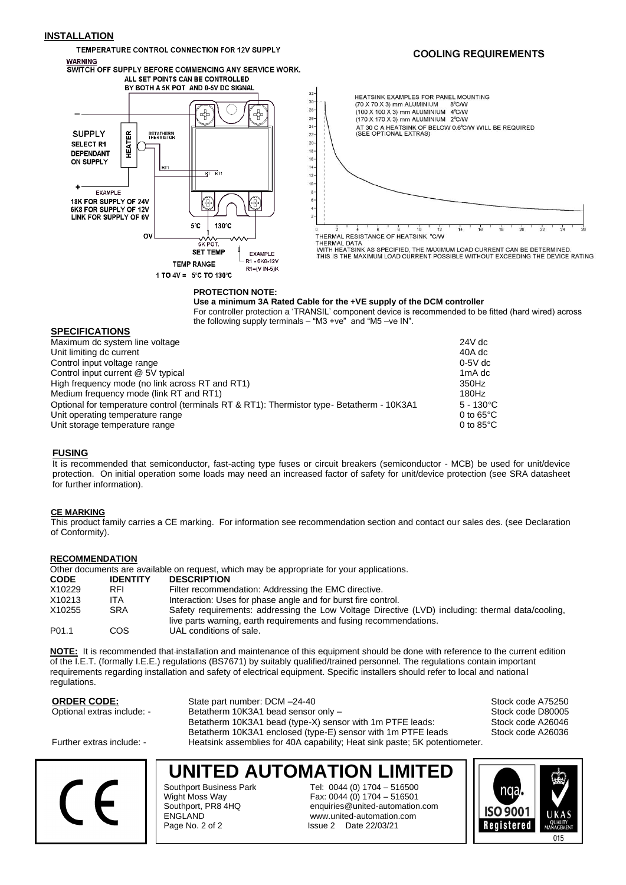## INSTALLATION

TEMPERATURE CONTROL CONNECTION FOR 12V SUPPLY

WARNING
SWITCH OFF SUPPLY BEFORE COMMENCING ANY SERVICE WORK.
ALL SET POINTS CAN BE CONTROLLED
BY BOTH A 5K POT AND 0-5V DC SIGNAL

SUPPLY
SELECT R1
DEPENDANT
ON SUPPLY

HEATER

BETATHERM THERMISTOR

RT1

RT RT1

EXAMPLE
18K FOR SUPPLY OF 24V
6K8 FOR SUPPLY OF 12V
LINK FOR SUPPLY OF 6V

0V

5°C 130°C

5K POT.
SET TEMP

TEMP RANGE
1 TO 4V = 5°C TO 130°C

EXAMPLE
R1 - 6K8-12V
R1=(V IN-5)K

## COOLING REQUIREMENTS

HEATSINK EXAMPLES FOR PANEL MOUNTING
(70 X 70 X 3) mm ALUMINIUM 8°C/W
(100 X 100 X 3) mm ALUMINIUM 4°C/W
(170 X 170 X 3) mm ALUMINIUM 2°C/W
AT 30 C A HEATSINK OF BELOW 0.6°C/W WILL BE REQUIRED
(SEE OPTIONAL EXTRAS)

THERMAL RESISTANCE OF HEATSINK °C/W

THERMAL DATA
WITH HEATSINK AS SPECIFIED, THE MAXIMUM LOAD CURRENT CAN BE DETERMINED.
THIS IS THE MAXIMUM LOAD CURRENT POSSIBLE WITHOUT EXCEEDING THE DEVICE RATING

**PROTECTION NOTE:**
**Use a minimum 3A Rated Cable for the +VE supply of the DCM controller**
For controller protection a 'TRANSIL' component device is recommended to be fitted (hard wired) across the following supply terminals – "M3 +ve" and "M5 –ve IN".

## SPECIFICATIONS

| | |
|---|---|
| Maximum dc system line voltage | 24V dc |
| Unit limiting dc current | 40A dc |
| Control input voltage range | 0-5V dc |
| Control input current @ 5V typical | 1mA dc |
| High frequency mode (no link across RT and RT1) | 350Hz |
| Medium frequency mode (link RT and RT1) | 180Hz |
| Optional for temperature control (terminals RT & RT1): Thermistor type- Betatherm - 10K3A1 | 5 - 130°C |
| Unit operating temperature range | 0 to 65°C |
| Unit storage temperature range | 0 to 85°C |

## FUSING

It is recommended that semiconductor, fast-acting type fuses or circuit breakers (semiconductor - MCB) be used for unit/device protection. On initial operation some loads may need an increased factor of safety for unit/device protection (see SRA datasheet for further information).

## CE MARKING

This product family carries a CE marking. For information see recommendation section and contact our sales des. (see Declaration of Conformity).

## RECOMMENDATION

Other documents are available on request, which may be appropriate for your applications.

| CODE | IDENTITY | DESCRIPTION |
|---|---|---|
| X10229 | RFI | Filter recommendation: Addressing the EMC directive. |
| X10213 | ITA | Interaction: Uses for phase angle and for burst fire control. |
| X10255 | SRA | Safety requirements: addressing the Low Voltage Directive (LVD) including: thermal data/cooling, live parts warning, earth requirements and fusing recommendations. |
| P01.1 | COS | UAL conditions of sale. |

**NOTE:** It is recommended that installation and maintenance of this equipment should be done with reference to the current edition of the I.E.T. (formally I.E.E.) regulations (BS7671) by suitably qualified/trained personnel. The regulations contain important requirements regarding installation and safety of electrical equipment. Specific installers should refer to local and national regulations.

| | | |
|---|---|---|
| **ORDER CODE:** | State part number: DCM –24-40 | Stock code A75250 |
| Optional extras include: - | Betatherm 10K3A1 bead sensor only – | Stock code D80005 |
| | Betatherm 10K3A1 bead (type-X) sensor with 1m PTFE leads: | Stock code A26046 |
| | Betatherm 10K3A1 enclosed (type-E) sensor with 1m PTFE leads | Stock code A26036 |
| Further extras include: - | Heatsink assemblies for 40A capability; Heat sink paste; 5K potentiometer. | |

# UNITED AUTOMATION LIMITED

Southport Business Park
Wight Moss Way
Southport, PR8 4HQ
ENGLAND

Tel: 0044 (0) 1704 – 516500
Fax: 0044 (0) 1704 – 516501
enquiries@united-automation.com
www.united-automation.com
Issue 2 Date 22/03/21